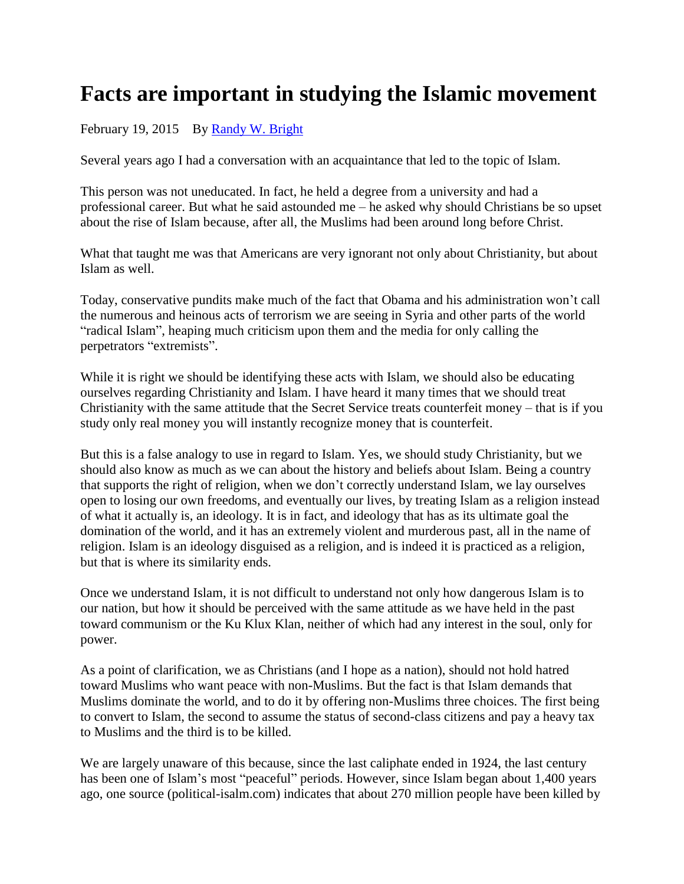# Facts are important in studying the Islamic movement

February 19, 2015 By [Randy W. Bright]

Several years ago I had a conversation with an acquaintance that led to the topic of Islam.

This person was not uneducated. In fact, he held a degree from a university and had a professional career. But what he said astounded me – he asked why should Christians be so upset about the rise of Islam because, after all, the Muslims had been around long before Christ.

What that taught me was that Americans are very ignorant not only about Christianity, but about Islam as well.

Today, conservative pundits make much of the fact that Obama and his administration won't call the numerous and heinous acts of terrorism we are seeing in Syria and other parts of the world "radical Islam", heaping much criticism upon them and the media for only calling the perpetrators "extremists".

While it is right we should be identifying these acts with Islam, we should also be educating ourselves regarding Christianity and Islam. I have heard it many times that we should treat Christianity with the same attitude that the Secret Service treats counterfeit money – that is if you study only real money you will instantly recognize money that is counterfeit.

But this is a false analogy to use in regard to Islam. Yes, we should study Christianity, but we should also know as much as we can about the history and beliefs about Islam. Being a country that supports the right of religion, when we don't correctly understand Islam, we lay ourselves open to losing our own freedoms, and eventually our lives, by treating Islam as a religion instead of what it actually is, an ideology. It is in fact, and ideology that has as its ultimate goal the domination of the world, and it has an extremely violent and murderous past, all in the name of religion. Islam is an ideology disguised as a religion, and is indeed it is practiced as a religion, but that is where its similarity ends.

Once we understand Islam, it is not difficult to understand not only how dangerous Islam is to our nation, but how it should be perceived with the same attitude as we have held in the past toward communism or the Ku Klux Klan, neither of which had any interest in the soul, only for power.

As a point of clarification, we as Christians (and I hope as a nation), should not hold hatred toward Muslims who want peace with non-Muslims. But the fact is that Islam demands that Muslims dominate the world, and to do it by offering non-Muslims three choices. The first being to convert to Islam, the second to assume the status of second-class citizens and pay a heavy tax to Muslims and the third is to be killed.

We are largely unaware of this because, since the last caliphate ended in 1924, the last century has been one of Islam's most "peaceful" periods. However, since Islam began about 1,400 years ago, one source (political-isalm.com) indicates that about 270 million people have been killed by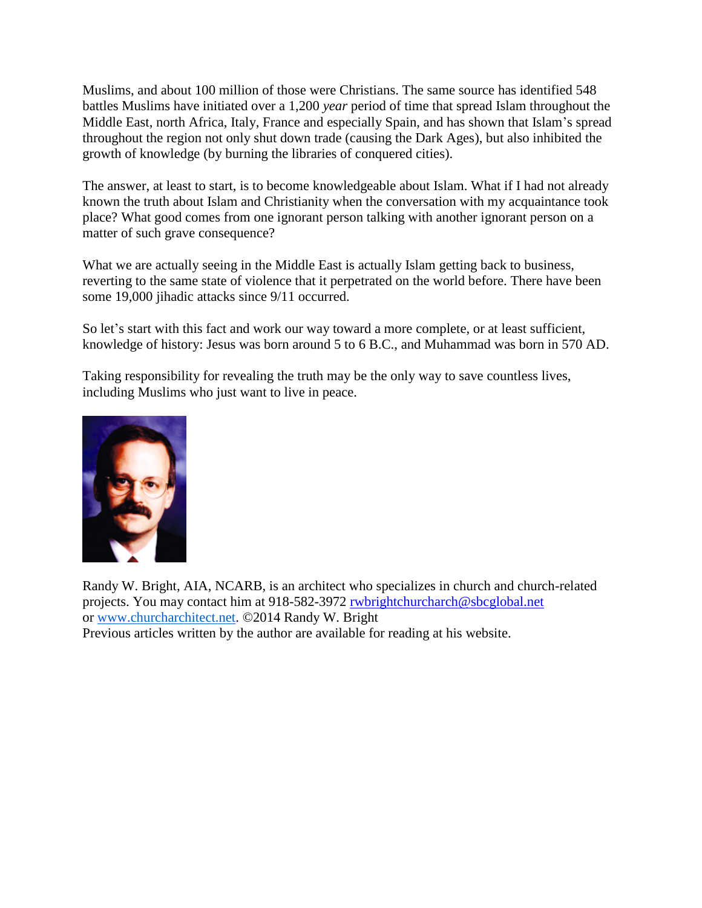Muslims, and about 100 million of those were Christians. The same source has identified 548 battles Muslims have initiated over a 1,200 *year* period of time that spread Islam throughout the Middle East, north Africa, Italy, France and especially Spain, and has shown that Islam's spread throughout the region not only shut down trade (causing the Dark Ages), but also inhibited the growth of knowledge (by burning the libraries of conquered cities).

The answer, at least to start, is to become knowledgeable about Islam. What if I had not already known the truth about Islam and Christianity when the conversation with my acquaintance took place? What good comes from one ignorant person talking with another ignorant person on a matter of such grave consequence?

What we are actually seeing in the Middle East is actually Islam getting back to business, reverting to the same state of violence that it perpetrated on the world before. There have been some 19,000 jihadic attacks since 9/11 occurred.

So let's start with this fact and work our way toward a more complete, or at least sufficient, knowledge of history: Jesus was born around 5 to 6 B.C., and Muhammad was born in 570 AD.

Taking responsibility for revealing the truth may be the only way to save countless lives, including Muslims who just want to live in peace.

Randy W. Bright, AIA, NCARB, is an architect who specializes in church and church-related projects. You may contact him at 918-582-3972 rwbrightchurcharch@sbcglobal.net or www.churcharchitect.net. ©2014 Randy W. Bright
Previous articles written by the author are available for reading at his website.